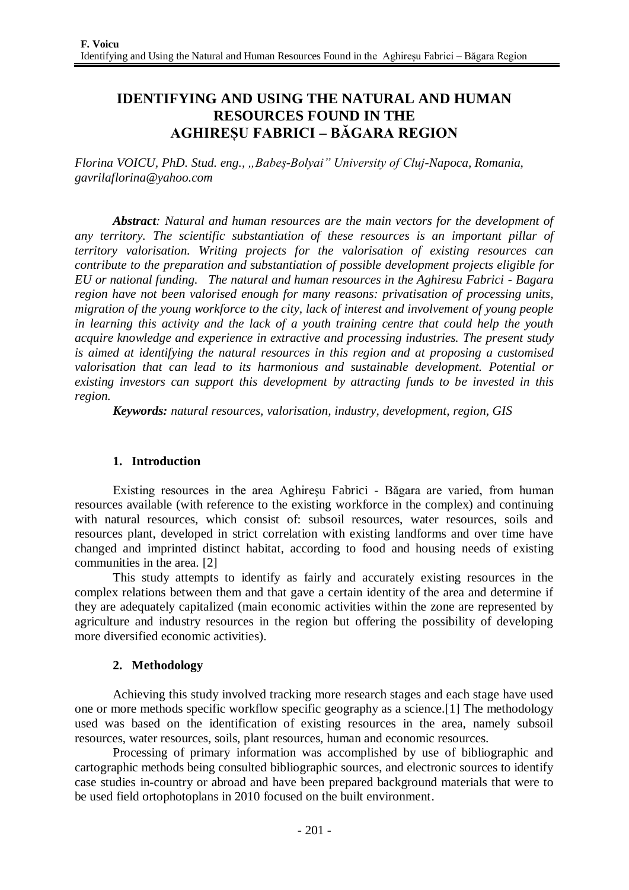# IDENTIFYING AND USING THE NATURAL AND HUMAN RESOURCES FOUND IN THE AGHIREȘU FABRICI – BĂGARA REGION

*Florina VOICU, PhD. Stud. eng., „Babeș-Bolyai" University of Cluj-Napoca, Romania, gavrilaflorina@yahoo.com*

***Abstract**: Natural and human resources are the main vectors for the development of any territory. The scientific substantiation of these resources is an important pillar of territory valorisation. Writing projects for the valorisation of existing resources can contribute to the preparation and substantiation of possible development projects eligible for EU or national funding. The natural and human resources in the Aghiresu Fabrici - Bagara region have not been valorised enough for many reasons: privatisation of processing units, migration of the young workforce to the city, lack of interest and involvement of young people in learning this activity and the lack of a youth training centre that could help the youth acquire knowledge and experience in extractive and processing industries. The present study is aimed at identifying the natural resources in this region and at proposing a customised valorisation that can lead to its harmonious and sustainable development. Potential or existing investors can support this development by attracting funds to be invested in this region.*

***Keywords:** natural resources, valorisation, industry, development, region, GIS*

## 1. Introduction

Existing resources in the area Aghireșu Fabrici - Băgara are varied, from human resources available (with reference to the existing workforce in the complex) and continuing with natural resources, which consist of: subsoil resources, water resources, soils and resources plant, developed in strict correlation with existing landforms and over time have changed and imprinted distinct habitat, according to food and housing needs of existing communities in the area. [2]

This study attempts to identify as fairly and accurately existing resources in the complex relations between them and that gave a certain identity of the area and determine if they are adequately capitalized (main economic activities within the zone are represented by agriculture and industry resources in the region but offering the possibility of developing more diversified economic activities).

## 2. Methodology

Achieving this study involved tracking more research stages and each stage have used one or more methods specific workflow specific geography as a science.[1] The methodology used was based on the identification of existing resources in the area, namely subsoil resources, water resources, soils, plant resources, human and economic resources.

Processing of primary information was accomplished by use of bibliographic and cartographic methods being consulted bibliographic sources, and electronic sources to identify case studies in-country or abroad and have been prepared background materials that were to be used field ortophotoplans in 2010 focused on the built environment.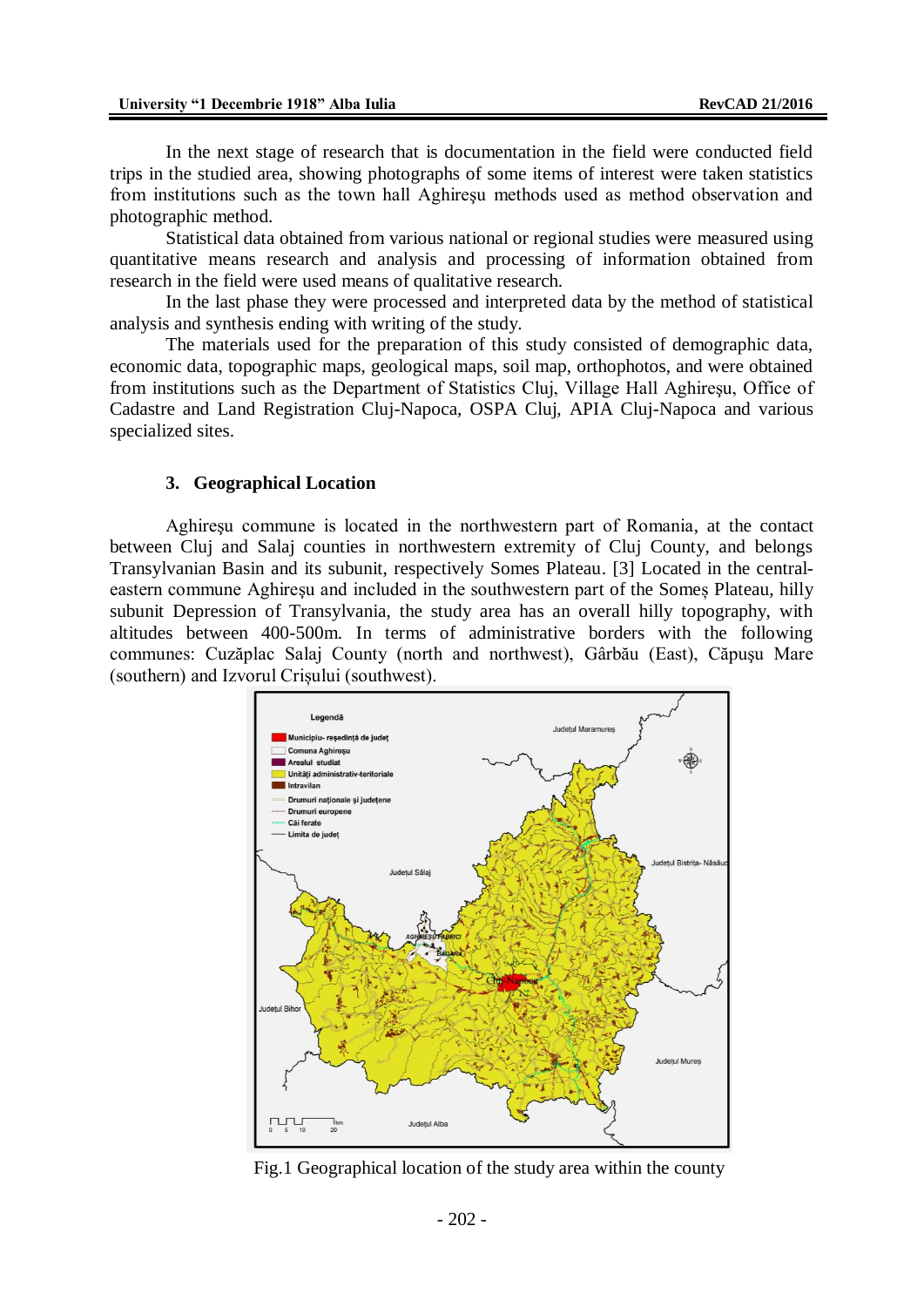In the next stage of research that is documentation in the field were conducted field trips in the studied area, showing photographs of some items of interest were taken statistics from institutions such as the town hall Aghireşu methods used as method observation and photographic method.

Statistical data obtained from various national or regional studies were measured using quantitative means research and analysis and processing of information obtained from research in the field were used means of qualitative research.

In the last phase they were processed and interpreted data by the method of statistical analysis and synthesis ending with writing of the study.

The materials used for the preparation of this study consisted of demographic data, economic data, topographic maps, geological maps, soil map, orthophotos, and were obtained from institutions such as the Department of Statistics Cluj, Village Hall Aghireşu, Office of Cadastre and Land Registration Cluj-Napoca, OSPA Cluj, APIA Cluj-Napoca and various specialized sites.

## 3. Geographical Location

Aghireşu commune is located in the northwestern part of Romania, at the contact between Cluj and Salaj counties in northwestern extremity of Cluj County, and belongs Transylvanian Basin and its subunit, respectively Somes Plateau. [3] Located in the central-eastern commune Aghireşu and included in the southwestern part of the Someş Plateau, hilly subunit Depression of Transylvania, the study area has an overall hilly topography, with altitudes between 400-500m. In terms of administrative borders with the following communes: Cuzăplac Salaj County (north and northwest), Gârbău (East), Căpuşu Mare (southern) and Izvorul Crișului (southwest).

Fig.1 Geographical location of the study area within the county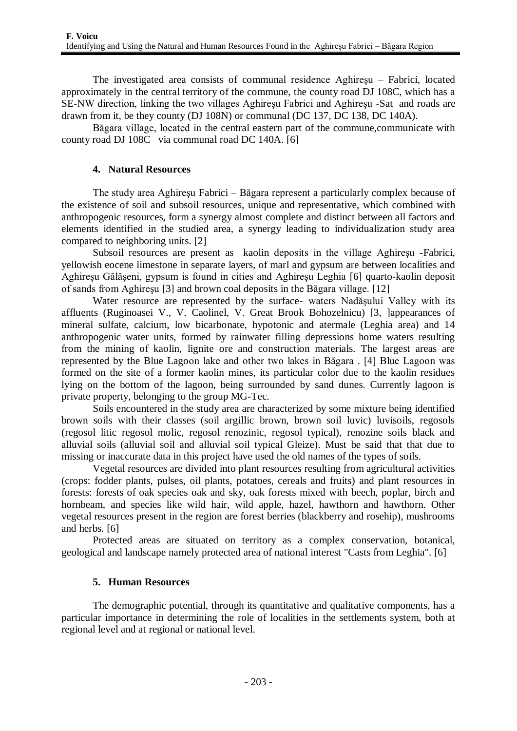The investigated area consists of communal residence Aghireşu – Fabrici, located approximately in the central territory of the commune, the county road DJ 108C, which has a SE-NW direction, linking the two villages Aghireşu Fabrici and Aghireşu -Sat and roads are drawn from it, be they county (DJ 108N) or communal (DC 137, DC 138, DC 140A).

Băgara village, located in the central eastern part of the commune,communicate with county road DJ 108C via communal road DC 140A. [6]

## 4. Natural Resources

The study area Aghireşu Fabrici – Băgara represent a particularly complex because of the existence of soil and subsoil resources, unique and representative, which combined with anthropogenic resources, form a synergy almost complete and distinct between all factors and elements identified in the studied area, a synergy leading to individualization study area compared to neighboring units. [2]

Subsoil resources are present as kaolin deposits in the village Aghireşu -Fabrici, yellowish eocene limestone in separate layers, of marl and gypsum are between localities and Aghireşu Gălăşeni, gypsum is found in cities and Aghireşu Leghia [6] quarto-kaolin deposit of sands from Aghireşu [3] and brown coal deposits in the Băgara village. [12]

Water resource are represented by the surface- waters Nadăşului Valley with its affluents (Ruginoasei V., V. Caolinel, V. Great Brook Bohozelnicu) [3, ]appearances of mineral sulfate, calcium, low bicarbonate, hypotonic and atermale (Leghia area) and 14 anthropogenic water units, formed by rainwater filling depressions home waters resulting from the mining of kaolin, lignite ore and construction materials. The largest areas are represented by the Blue Lagoon lake and other two lakes in Băgara . [4] Blue Lagoon was formed on the site of a former kaolin mines, its particular color due to the kaolin residues lying on the bottom of the lagoon, being surrounded by sand dunes. Currently lagoon is private property, belonging to the group MG-Tec.

Soils encountered in the study area are characterized by some mixture being identified brown soils with their classes (soil argillic brown, brown soil luvic) luvisoils, regosols (regosol litic regosol molic, regosol renozinic, regosol typical), renozine soils black and alluvial soils (alluvial soil and alluvial soil typical Gleize). Must be said that that due to missing or inaccurate data in this project have used the old names of the types of soils.

Vegetal resources are divided into plant resources resulting from agricultural activities (crops: fodder plants, pulses, oil plants, potatoes, cereals and fruits) and plant resources in forests: forests of oak species oak and sky, oak forests mixed with beech, poplar, birch and hornbeam, and species like wild hair, wild apple, hazel, hawthorn and hawthorn. Other vegetal resources present in the region are forest berries (blackberry and rosehip), mushrooms and herbs. [6]

Protected areas are situated on territory as a complex conservation, botanical, geological and landscape namely protected area of national interest "Casts from Leghia". [6]

## 5. Human Resources

The demographic potential, through its quantitative and qualitative components, has a particular importance in determining the role of localities in the settlements system, both at regional level and at regional or national level.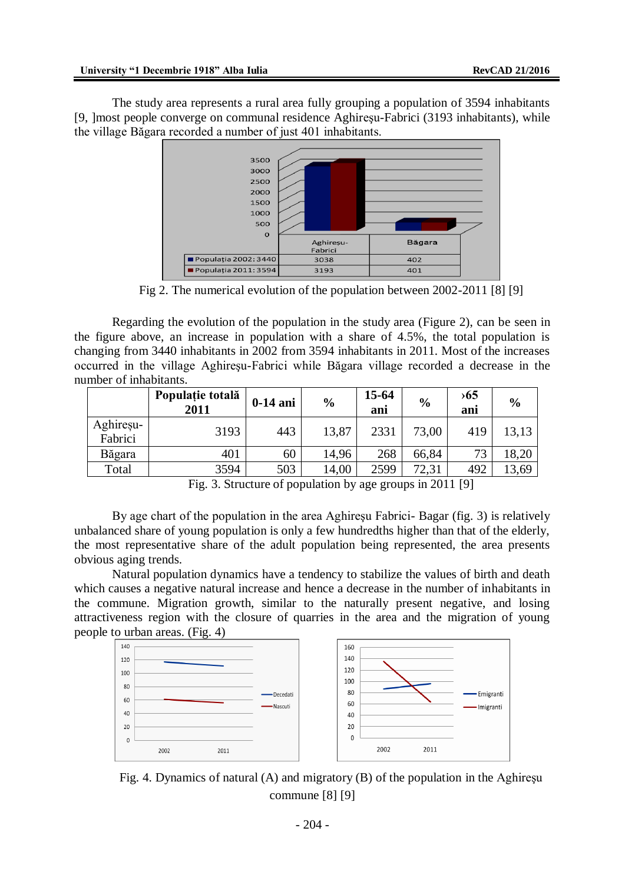The study area represents a rural area fully grouping a population of 3594 inhabitants [9, ]most people converge on communal residence Aghireşu-Fabrici (3193 inhabitants), while the village Băgara recorded a number of just 401 inhabitants.

| | Aghireşu-Fabrici | Băgara |
|---|---|---|
| Populația 2002: 3440 | 3038 | 402 |
| Populația 2011: 3594 | 3193 | 401 |

Fig 2. The numerical evolution of the population between 2002-2011 [8] [9]

Regarding the evolution of the population in the study area (Figure 2), can be seen in the figure above, an increase in population with a share of 4.5%, the total population is changing from 3440 inhabitants in 2002 from 3594 inhabitants in 2011. Most of the increases occurred in the village Aghireşu-Fabrici while Băgara village recorded a decrease in the number of inhabitants.

| | **Populație totală 2011** | **0-14 ani** | **%** | **15-64 ani** | **%** | **›65 ani** | **%** |
|---|---|---|---|---|---|---|---|
| Aghireșu-Fabrici | 3193 | 443 | 13,87 | 2331 | 73,00 | 419 | 13,13 |
| Băgara | 401 | 60 | 14,96 | 268 | 66,84 | 73 | 18,20 |
| Total | 3594 | 503 | 14,00 | 2599 | 72,31 | 492 | 13,69 |

Fig. 3. Structure of population by age groups in 2011 [9]

By age chart of the population in the area Aghireşu Fabrici- Bagar (fig. 3) is relatively unbalanced share of young population is only a few hundredths higher than that of the elderly, the most representative share of the adult population being represented, the area presents obvious aging trends.

Natural population dynamics have a tendency to stabilize the values of birth and death which causes a negative natural increase and hence a decrease in the number of inhabitants in the commune. Migration growth, similar to the naturally present negative, and losing attractiveness region with the closure of quarries in the area and the migration of young people to urban areas. (Fig. 4)

Fig. 4. Dynamics of natural (A) and migratory (B) of the population in the Aghireşu commune [8] [9]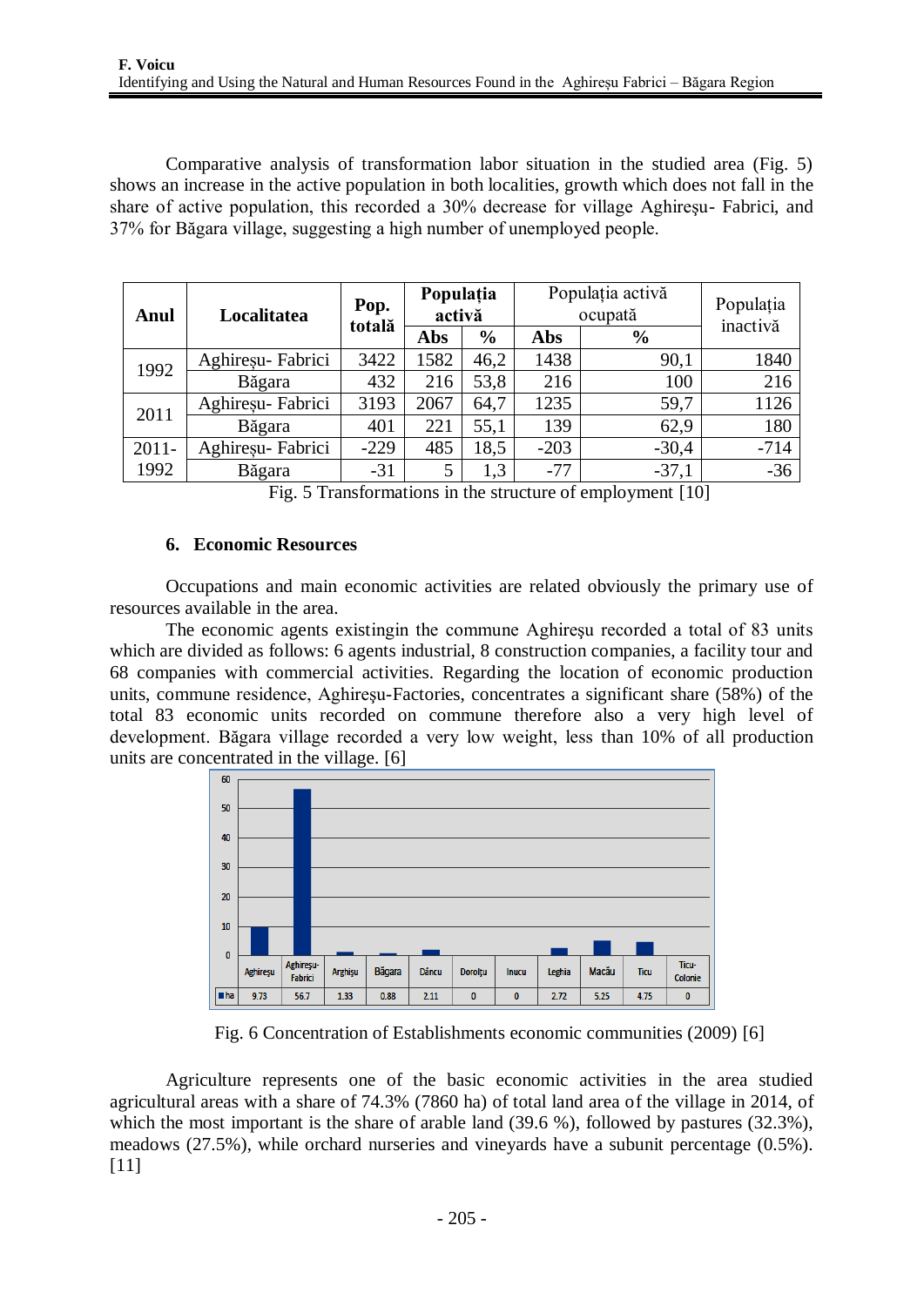Comparative analysis of transformation labor situation in the studied area (Fig. 5) shows an increase in the active population in both localities, growth which does not fall in the share of active population, this recorded a 30% decrease for village Aghireşu- Fabrici, and 37% for Băgara village, suggesting a high number of unemployed people.

| Anul | Localitatea | Pop. totală | Populația activă | | Populația activă ocupată | | Populația inactivă |
|---|---|---|---|---|---|---|---|
| | | | Abs | % | Abs | % | |
| 1992 | Aghireșu- Fabrici | 3422 | 1582 | 46,2 | 1438 | 90,1 | 1840 |
| | Băgara | 432 | 216 | 53,8 | 216 | 100 | 216 |
| 2011 | Aghireșu- Fabrici | 3193 | 2067 | 64,7 | 1235 | 59,7 | 1126 |
| | Băgara | 401 | 221 | 55,1 | 139 | 62,9 | 180 |
| 2011-1992 | Aghireșu- Fabrici | -229 | 485 | 18,5 | -203 | -30,4 | -714 |
| | Băgara | -31 | 5 | 1,3 | -77 | -37,1 | -36 |

Fig. 5 Transformations in the structure of employment [10]

## 6. Economic Resources

Occupations and main economic activities are related obviously the primary use of resources available in the area.

The economic agents existingin the commune Aghireşu recorded a total of 83 units which are divided as follows: 6 agents industrial, 8 construction companies, a facility tour and 68 companies with commercial activities. Regarding the location of economic production units, commune residence, Aghireşu-Factories, concentrates a significant share (58%) of the total 83 economic units recorded on commune therefore also a very high level of development. Băgara village recorded a very low weight, less than 10% of all production units are concentrated in the village. [6]

| | Aghireşu | Aghireşu-Fabrici | Arghişu | Băgara | Dâncu | Doroltu | Inucu | Leghia | Macău | Ticu | Ticu-Colonie |
|---|---|---|---|---|---|---|---|---|---|---|---|
| ha | 9.73 | 56.7 | 1.33 | 0.88 | 2.11 | 0 | 0 | 2.72 | 5.25 | 4.75 | 0 |

Fig. 6 Concentration of Establishments economic communities (2009) [6]

Agriculture represents one of the basic economic activities in the area studied agricultural areas with a share of 74.3% (7860 ha) of total land area of the village in 2014, of which the most important is the share of arable land (39.6 %), followed by pastures (32.3%), meadows (27.5%), while orchard nurseries and vineyards have a subunit percentage (0.5%). [11]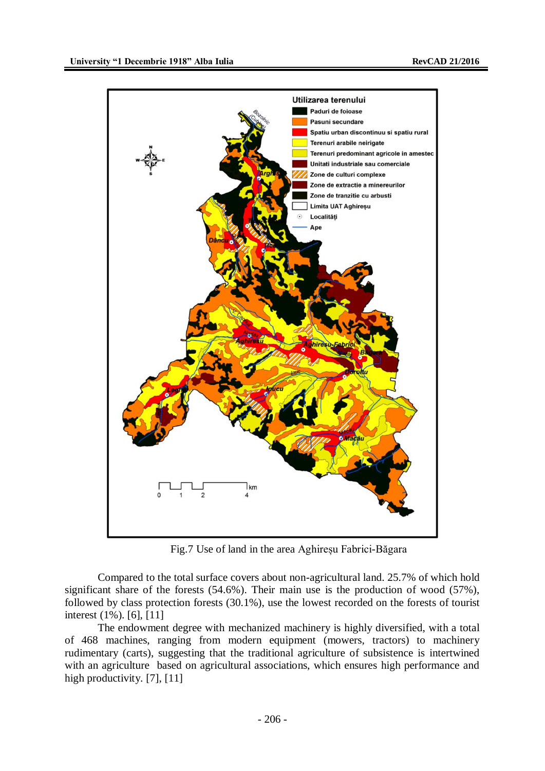Fig.7 Use of land in the area Aghireșu Fabrici-Băgara

Compared to the total surface covers about non-agricultural land. 25.7% of which hold significant share of the forests (54.6%). Their main use is the production of wood (57%), followed by class protection forests (30.1%), use the lowest recorded on the forests of tourist interest (1%). [6], [11]

The endowment degree with mechanized machinery is highly diversified, with a total of 468 machines, ranging from modern equipment (mowers, tractors) to machinery rudimentary (carts), suggesting that the traditional agriculture of subsistence is intertwined with an agriculture based on agricultural associations, which ensures high performance and high productivity. [7], [11]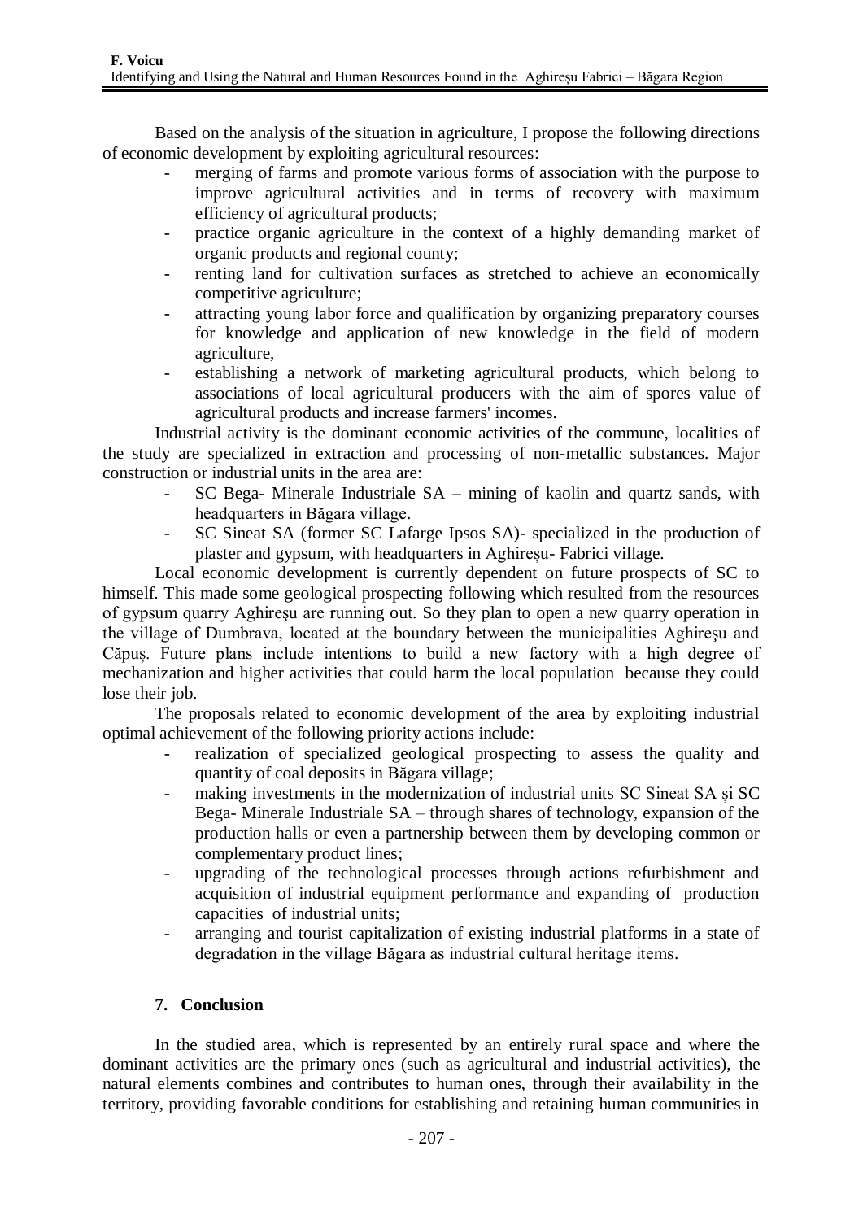Based on the analysis of the situation in agriculture, I propose the following directions of economic development by exploiting agricultural resources:

- merging of farms and promote various forms of association with the purpose to improve agricultural activities and in terms of recovery with maximum efficiency of agricultural products;
- practice organic agriculture in the context of a highly demanding market of organic products and regional county;
- renting land for cultivation surfaces as stretched to achieve an economically competitive agriculture;
- attracting young labor force and qualification by organizing preparatory courses for knowledge and application of new knowledge in the field of modern agriculture,
- establishing a network of marketing agricultural products, which belong to associations of local agricultural producers with the aim of spores value of agricultural products and increase farmers' incomes.

Industrial activity is the dominant economic activities of the commune, localities of the study are specialized in extraction and processing of non-metallic substances. Major construction or industrial units in the area are:

- SC Bega- Minerale Industriale SA – mining of kaolin and quartz sands, with headquarters in Băgara village.
- SC Sineat SA (former SC Lafarge Ipsos SA)- specialized in the production of plaster and gypsum, with headquarters in Aghireşu- Fabrici village.

Local economic development is currently dependent on future prospects of SC to himself. This made some geological prospecting following which resulted from the resources of gypsum quarry Aghireşu are running out. So they plan to open a new quarry operation in the village of Dumbrava, located at the boundary between the municipalities Aghireşu and Căpuş. Future plans include intentions to build a new factory with a high degree of mechanization and higher activities that could harm the local population because they could lose their job.

The proposals related to economic development of the area by exploiting industrial optimal achievement of the following priority actions include:

- realization of specialized geological prospecting to assess the quality and quantity of coal deposits in Băgara village;
- making investments in the modernization of industrial units SC Sineat SA și SC Bega- Minerale Industriale SA – through shares of technology, expansion of the production halls or even a partnership between them by developing common or complementary product lines;
- upgrading of the technological processes through actions refurbishment and acquisition of industrial equipment performance and expanding of production capacities of industrial units;
- arranging and tourist capitalization of existing industrial platforms in a state of degradation in the village Băgara as industrial cultural heritage items.

## 7. Conclusion

In the studied area, which is represented by an entirely rural space and where the dominant activities are the primary ones (such as agricultural and industrial activities), the natural elements combines and contributes to human ones, through their availability in the territory, providing favorable conditions for establishing and retaining human communities in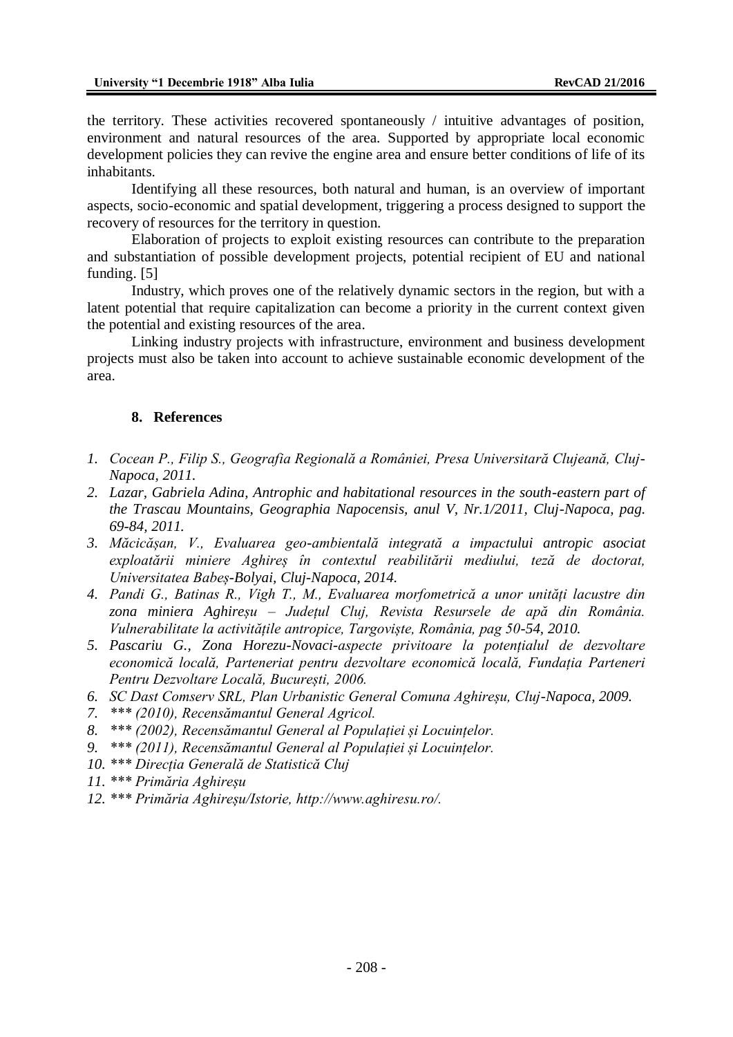the territory. These activities recovered spontaneously / intuitive advantages of position, environment and natural resources of the area. Supported by appropriate local economic development policies they can revive the engine area and ensure better conditions of life of its inhabitants.

Identifying all these resources, both natural and human, is an overview of important aspects, socio-economic and spatial development, triggering a process designed to support the recovery of resources for the territory in question.

Elaboration of projects to exploit existing resources can contribute to the preparation and substantiation of possible development projects, potential recipient of EU and national funding. [5]

Industry, which proves one of the relatively dynamic sectors in the region, but with a latent potential that require capitalization can become a priority in the current context given the potential and existing resources of the area.

Linking industry projects with infrastructure, environment and business development projects must also be taken into account to achieve sustainable economic development of the area.

## 8. References

1. *Cocean P., Filip S., Geografia Regională a României, Presa Universitară Clujeană, Cluj-Napoca, 2011.*
2. *Lazar, Gabriela Adina, Antrophic and habitational resources in the south-eastern part of the Trascau Mountains, Geographia Napocensis, anul V, Nr.1/2011, Cluj-Napoca, pag. 69-84, 2011.*
3. *Măcicăşan, V., Evaluarea geo-ambientală integrată a impactului antropic asociat exploatării miniere Aghireş în contextul reabilitării mediului, teză de doctorat, Universitatea Babeş-Bolyai, Cluj-Napoca, 2014.*
4. *Pandi G., Batinas R., Vigh T., M., Evaluarea morfometrică a unor unităţi lacustre din zona miniera Aghireşu – Judeţul Cluj, Revista Resursele de apă din România. Vulnerabilitate la activităţile antropice, Targovişte, România, pag 50-54, 2010.*
5. *Pascariu G., Zona Horezu-Novaci-aspecte privitoare la potenţialul de dezvoltare economică locală, Parteneriat pentru dezvoltare economică locală, Fundaţia Parteneri Pentru Dezvoltare Locală, Bucureşti, 2006.*
6. *SC Dast Comserv SRL, Plan Urbanistic General Comuna Aghireşu, Cluj-Napoca, 2009.*
7. *\*\*\* (2010), Recensămantul General Agricol.*
8. *\*\*\* (2002), Recensămantul General al Populaţiei şi Locuinţelor.*
9. *\*\*\* (2011), Recensămantul General al Populaţiei şi Locuinţelor.*
10. *\*\*\* Direcţia Generală de Statistică Cluj*
11. *\*\*\* Primăria Aghireşu*
12. *\*\*\* Primăria Aghireşu/Istorie, http://www.aghiresu.ro/.*